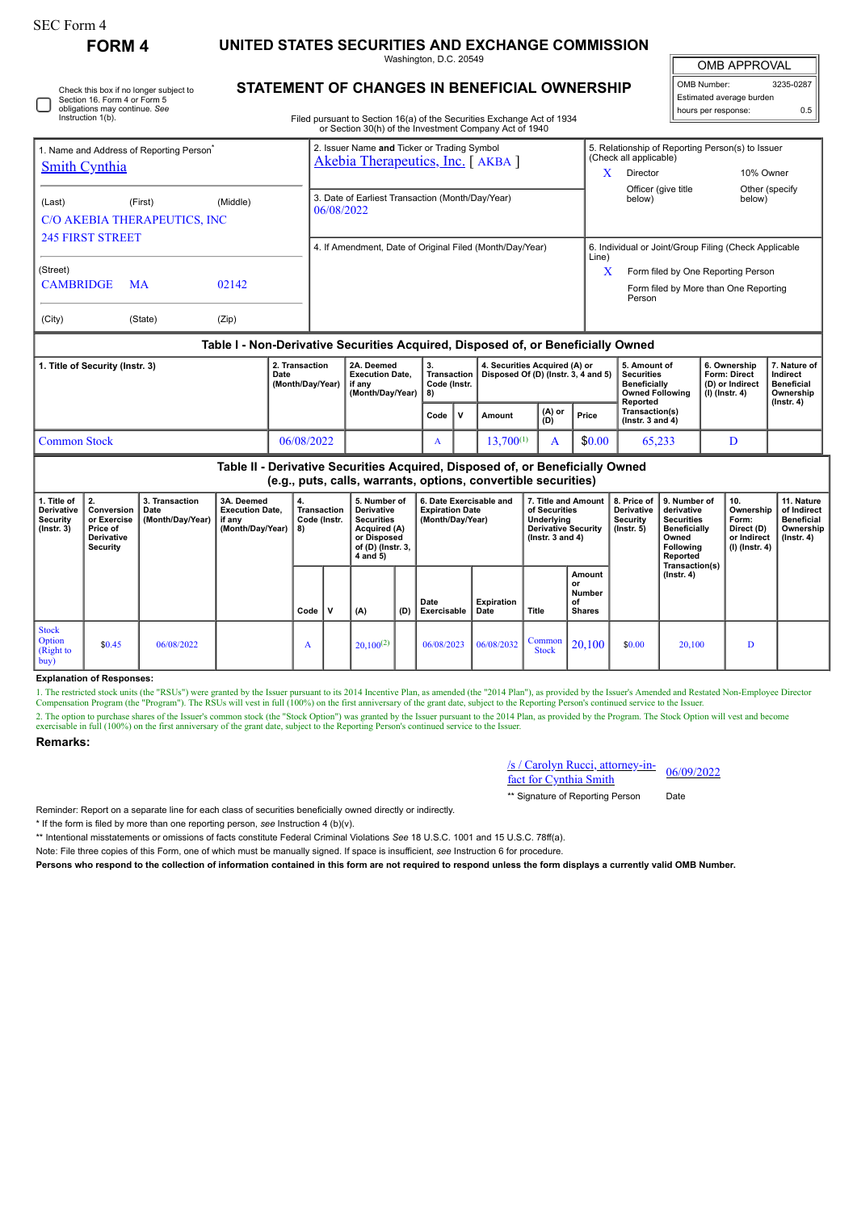SEC Form 4

# FORM 4

## UNITED STATES SECURITIES AND EXCHANGE COMMISSION

Washington, D.C. 20549

## STATEMENT OF CHANGES IN BENEFICIAL OWNERSHIP

Filed pursuant to Section 16(a) of the Securities Exchange Act of 1934 or Section 30(h) of the Investment Company Act of 1940

| OMB APPROVAL | |
|---|---|
| OMB Number: | 3235-0287 |
| Estimated average burden | |
| hours per response: | 0.5 |

☐ Check this box if no longer subject to Section 16. Form 4 or Form 5 obligations may continue. *See* Instruction 1(b).

| 1. Name and Address of Reporting Person* | 2. Issuer Name **and** Ticker or Trading Symbol | 5. Relationship of Reporting Person(s) to Issuer (Check all applicable) |
|---|---|---|
| Smith Cynthia | Akebia Therapeutics, Inc. [ AKBA ] | X Director; 10% Owner; Officer (give title below); Other (specify below) |
| (Last) (First) (Middle) C/O AKEBIA THERAPEUTICS, INC 245 FIRST STREET | 3. Date of Earliest Transaction (Month/Day/Year) 06/08/2022 | |
| (Street) CAMBRIDGE MA 02142 | 4. If Amendment, Date of Original Filed (Month/Day/Year) | 6. Individual or Joint/Group Filing (Check Applicable Line) X Form filed by One Reporting Person; Form filed by More than One Reporting Person |
| (City) (State) (Zip) | | |

**Table I - Non-Derivative Securities Acquired, Disposed of, or Beneficially Owned**

| 1. Title of Security (Instr. 3) | 2. Transaction Date (Month/Day/Year) | 2A. Deemed Execution Date, if any (Month/Day/Year) | 3. Transaction Code (Instr. 8) | | 4. Securities Acquired (A) or Disposed Of (D) (Instr. 3, 4 and 5) | | | 5. Amount of Securities Beneficially Owned Following Reported Transaction(s) (Instr. 3 and 4) | 6. Ownership Form: Direct (D) or Indirect (I) (Instr. 4) | 7. Nature of Indirect Beneficial Ownership (Instr. 4) |
|---|---|---|---|---|---|---|---|---|---|---|
| | | | Code | V | Amount | (A) or (D) | Price | | | |
| Common Stock | 06/08/2022 | | A | | 13,700[1] | A | $0.00 | 65,233 | D | |

**Table II - Derivative Securities Acquired, Disposed of, or Beneficially Owned (e.g., puts, calls, warrants, options, convertible securities)**

| 1. Title of Derivative Security (Instr. 3) | 2. Conversion or Exercise Price of Derivative Security | 3. Transaction Date (Month/Day/Year) | 3A. Deemed Execution Date, if any (Month/Day/Year) | 4. Transaction Code (Instr. 8) | | 5. Number of Derivative Securities Acquired (A) or Disposed of (D) (Instr. 3, 4 and 5) | | 6. Date Exercisable and Expiration Date (Month/Day/Year) | | 7. Title and Amount of Securities Underlying Derivative Security (Instr. 3 and 4) | | 8. Price of Derivative Security (Instr. 5) | 9. Number of derivative Securities Beneficially Owned Following Reported Transaction(s) (Instr. 4) | 10. Ownership Form: Direct (D) or Indirect (I) (Instr. 4) | 11. Nature of Indirect Beneficial Ownership (Instr. 4) |
|---|---|---|---|---|---|---|---|---|---|---|---|---|---|---|---|
| | | | | Code | V | (A) | (D) | Date Exercisable | Expiration Date | Title | Amount or Number of Shares | | | | |
| Stock Option (Right to buy) | $0.45 | 06/08/2022 | | A | | 20,100[2] | | 06/08/2023 | 06/08/2032 | Common Stock | 20,100 | $0.00 | 20,100 | D | |

**Explanation of Responses:**

1. The restricted stock units (the "RSUs") were granted by the Issuer pursuant to its 2014 Incentive Plan, as amended (the "2014 Plan"), as provided by the Issuer's Amended and Restated Non-Employee Director Compensation Program (the "Program"). The RSUs will vest in full (100%) on the first anniversary of the grant date, subject to the Reporting Person's continued service to the Issuer.

2. The option to purchase shares of the Issuer's common stock (the "Stock Option") was granted by the Issuer pursuant to the 2014 Plan, as provided by the Program. The Stock Option will vest and become exercisable in full (100%) on the first anniversary of the grant date, subject to the Reporting Person's continued service to the Issuer.

**Remarks:**

| /s / Carolyn Rucci, attorney-in-fact for Cynthia Smith | 06/09/2022 |
|---|---|
| ** Signature of Reporting Person | Date |

Reminder: Report on a separate line for each class of securities beneficially owned directly or indirectly.

\* If the form is filed by more than one reporting person, *see* Instruction 4 (b)(v).

\*\* Intentional misstatements or omissions of facts constitute Federal Criminal Violations *See* 18 U.S.C. 1001 and 15 U.S.C. 78ff(a).

Note: File three copies of this Form, one of which must be manually signed. If space is insufficient, *see* Instruction 6 for procedure.

**Persons who respond to the collection of information contained in this form are not required to respond unless the form displays a currently valid OMB Number.**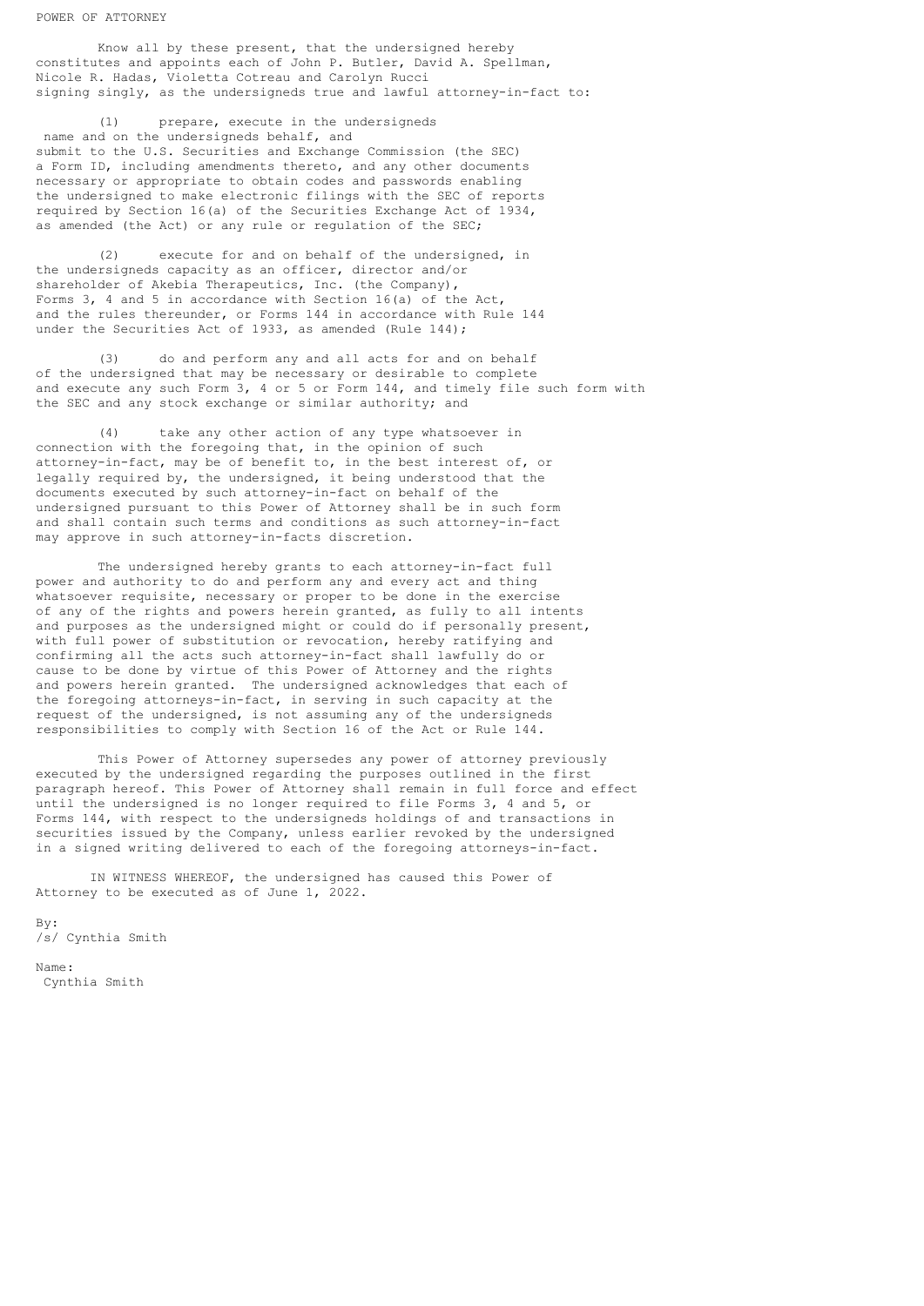# POWER OF ATTORNEY

Know all by these present, that the undersigned hereby constitutes and appoints each of John P. Butler, David A. Spellman, Nicole R. Hadas, Violetta Cotreau and Carolyn Rucci signing singly, as the undersigneds true and lawful attorney-in-fact to:

(1) prepare, execute in the undersigneds name and on the undersigneds behalf, and submit to the U.S. Securities and Exchange Commission (the SEC) a Form ID, including amendments thereto, and any other documents necessary or appropriate to obtain codes and passwords enabling the undersigned to make electronic filings with the SEC of reports required by Section 16(a) of the Securities Exchange Act of 1934, as amended (the Act) or any rule or regulation of the SEC;

(2) execute for and on behalf of the undersigned, in the undersigneds capacity as an officer, director and/or shareholder of Akebia Therapeutics, Inc. (the Company), Forms 3, 4 and 5 in accordance with Section 16(a) of the Act, and the rules thereunder, or Forms 144 in accordance with Rule 144 under the Securities Act of 1933, as amended (Rule 144);

(3) do and perform any and all acts for and on behalf of the undersigned that may be necessary or desirable to complete and execute any such Form 3, 4 or 5 or Form 144, and timely file such form with the SEC and any stock exchange or similar authority; and

(4) take any other action of any type whatsoever in connection with the foregoing that, in the opinion of such attorney-in-fact, may be of benefit to, in the best interest of, or legally required by, the undersigned, it being understood that the documents executed by such attorney-in-fact on behalf of the undersigned pursuant to this Power of Attorney shall be in such form and shall contain such terms and conditions as such attorney-in-fact may approve in such attorney-in-facts discretion.

The undersigned hereby grants to each attorney-in-fact full power and authority to do and perform any and every act and thing whatsoever requisite, necessary or proper to be done in the exercise of any of the rights and powers herein granted, as fully to all intents and purposes as the undersigned might or could do if personally present, with full power of substitution or revocation, hereby ratifying and confirming all the acts such attorney-in-fact shall lawfully do or cause to be done by virtue of this Power of Attorney and the rights and powers herein granted. The undersigned acknowledges that each of the foregoing attorneys-in-fact, in serving in such capacity at the request of the undersigned, is not assuming any of the undersigneds responsibilities to comply with Section 16 of the Act or Rule 144.

This Power of Attorney supersedes any power of attorney previously executed by the undersigned regarding the purposes outlined in the first paragraph hereof. This Power of Attorney shall remain in full force and effect until the undersigned is no longer required to file Forms 3, 4 and 5, or Forms 144, with respect to the undersigneds holdings of and transactions in securities issued by the Company, unless earlier revoked by the undersigned in a signed writing delivered to each of the foregoing attorneys-in-fact.

IN WITNESS WHEREOF, the undersigned has caused this Power of Attorney to be executed as of June 1, 2022.

By:
/s/ Cynthia Smith

Name:
Cynthia Smith